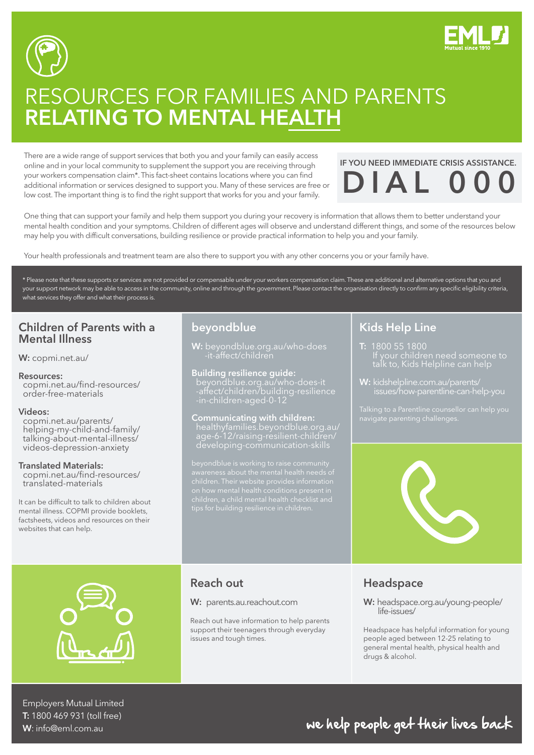# RESOURCES FOR FAMILIES AND PARENTS **RELATING TO MENTAL HEALTH**

There are a wide range of support services that both you and your family can easily access online and in your local community to supplement the support you are receiving through your workers compensation claim*. This fact-sheet contains locations where you can find additional information or services designed to support you. Many of these services are free or low cost. The important thing is to find the right support that works for you and your family.

**IF YOU NEED IMMEDIATE CRISIS ASSISTANCE.**
**DIAL 000**

One thing that can support your family and help them support you during your recovery is information that allows them to better understand your mental health condition and your symptoms. Children of different ages will observe and understand different things, and some of the resources below may help you with difficult conversations, building resilience or provide practical information to help you and your family.

Your health professionals and treatment team are also there to support you with any other concerns you or your family have.

* Please note that these supports or services are not provided or compensable under your workers compensation claim. These are additional and alternative options that you and your support network may be able to access in the community, online and through the government. Please contact the organisation directly to confirm any specific eligibility criteria, what services they offer and what their process is.

## Children of Parents with a Mental Illness

**W:** copmi.net.au/

**Resources:**
copmi.net.au/find-resources/order-free-materials

**Videos:**
copmi.net.au/parents/helping-my-child-and-family/talking-about-mental-illness/videos-depression-anxiety

**Translated Materials:**
copmi.net.au/find-resources/translated-materials

It can be difficult to talk to children about mental illness. COPMI provide booklets, factsheets, videos and resources on their websites that can help.

## beyondblue

**W:** beyondblue.org.au/who-does-it-affect/children

**Building resilience guide:**
beyondblue.org.au/who-does-it-affect/children/building-resilience-in-children-aged-0-12

**Communicating with children:**
healthyfamilies.beyondblue.org.au/age-6-12/raising-resilient-children/developing-communication-skills

beyondblue is working to raise community awareness about the mental health needs of children. Their website provides information on how mental health conditions present in children, a child mental health checklist and tips for building resilience in children.

## Kids Help Line

**T:** 1800 55 1800
If your children need someone to talk to, Kids Helpline can help

**W:** kidshelpline.com.au/parents/issues/how-parentline-can-help-you

Talking to a Parentline counsellor can help you navigate parenting challenges.

## Reach out

**W:** parents.au.reachout.com

Reach out have information to help parents support their teenagers through everyday issues and tough times.

## Headspace

**W:** headspace.org.au/young-people/life-issues/

Headspace has helpful information for young people aged between 12-25 relating to general mental health, physical health and drugs & alcohol.

Employers Mutual Limited
**T:** 1800 469 931 (toll free)
**W**: info@eml.com.au

we help people get their lives back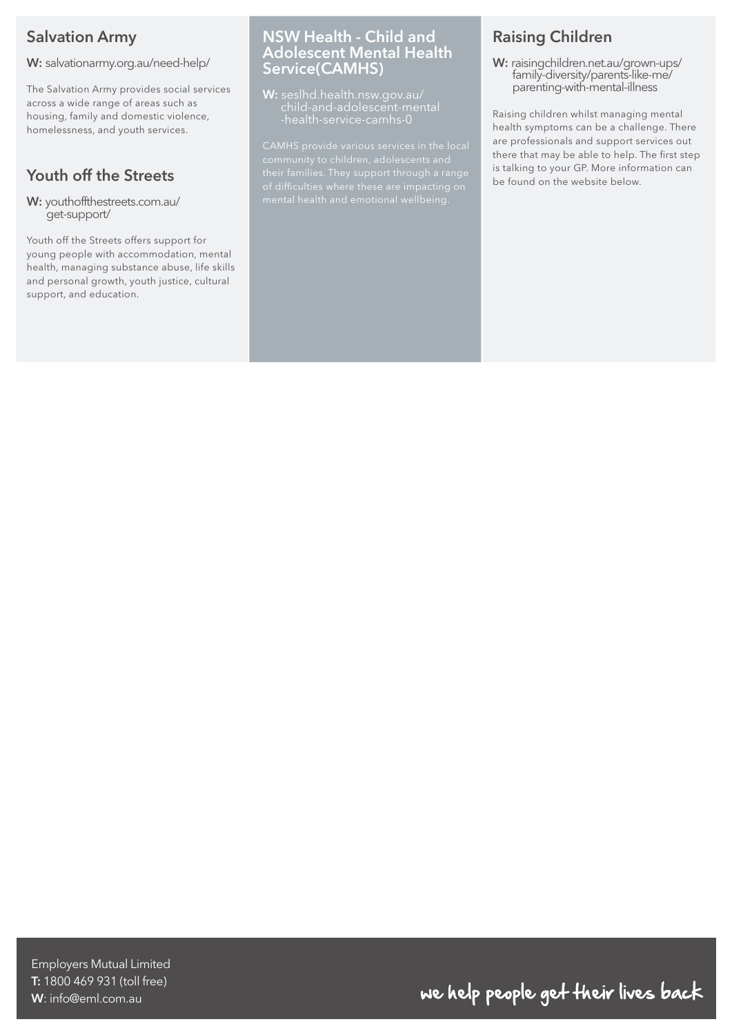## Salvation Army

**W:** salvationarmy.org.au/need-help/

The Salvation Army provides social services across a wide range of areas such as housing, family and domestic violence, homelessness, and youth services.

## Youth off the Streets

**W:** youthoffthestreets.com.au/get-support/

Youth off the Streets offers support for young people with accommodation, mental health, managing substance abuse, life skills and personal growth, youth justice, cultural support, and education.

## NSW Health - Child and Adolescent Mental Health Service(CAMHS)

**W:** seslhd.health.nsw.gov.au/child-and-adolescent-mental-health-service-camhs-0

CAMHS provide various services in the local community to children, adolescents and their families. They support through a range of difficulties where these are impacting on mental health and emotional wellbeing.

## Raising Children

**W:** raisingchildren.net.au/grown-ups/family-diversity/parents-like-me/parenting-with-mental-illness

Raising children whilst managing mental health symptoms can be a challenge. There are professionals and support services out there that may be able to help. The first step is talking to your GP. More information can be found on the website below.

Employers Mutual Limited
**T:** 1800 469 931 (toll free)
**W**: info@eml.com.au

we help people get their lives back